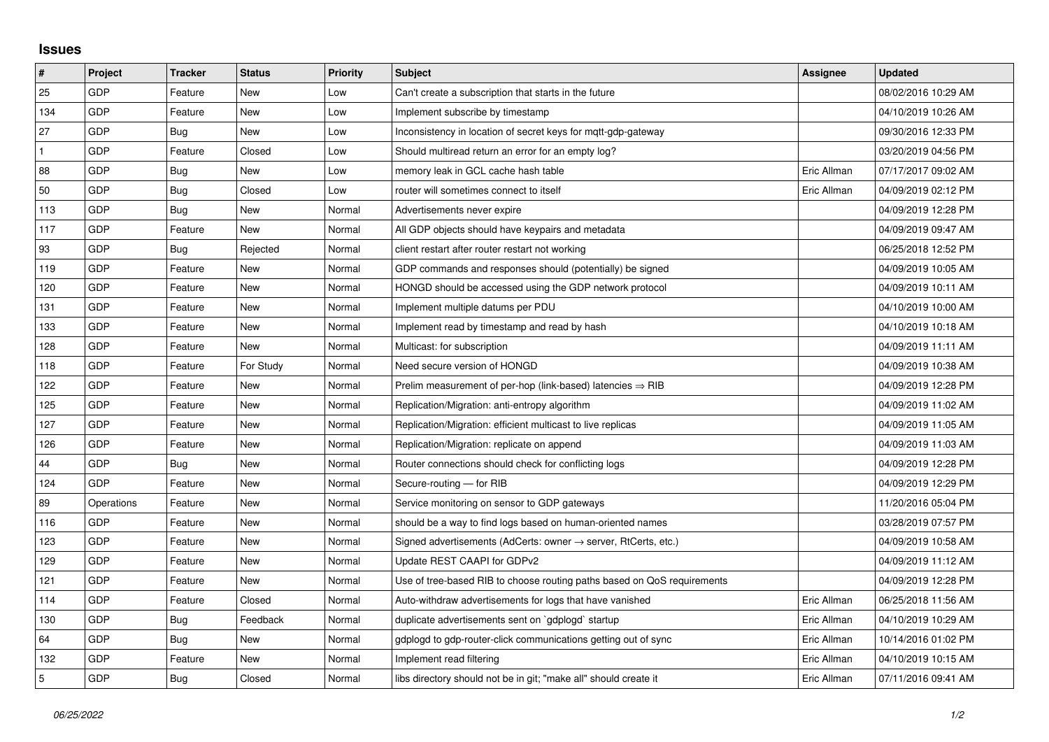## Issues

| # | Project | Tracker | Status | Priority | Subject | Assignee | Updated |
|---|---|---|---|---|---|---|---|
| 25 | GDP | Feature | New | Low | Can't create a subscription that starts in the future | | 08/02/2016 10:29 AM |
| 134 | GDP | Feature | New | Low | Implement subscribe by timestamp | | 04/10/2019 10:26 AM |
| 27 | GDP | Bug | New | Low | Inconsistency in location of secret keys for mqtt-gdp-gateway | | 09/30/2016 12:33 PM |
| 1 | GDP | Feature | Closed | Low | Should multiread return an error for an empty log? | | 03/20/2019 04:56 PM |
| 88 | GDP | Bug | New | Low | memory leak in GCL cache hash table | Eric Allman | 07/17/2017 09:02 AM |
| 50 | GDP | Bug | Closed | Low | router will sometimes connect to itself | Eric Allman | 04/09/2019 02:12 PM |
| 113 | GDP | Bug | New | Normal | Advertisements never expire | | 04/09/2019 12:28 PM |
| 117 | GDP | Feature | New | Normal | All GDP objects should have keypairs and metadata | | 04/09/2019 09:47 AM |
| 93 | GDP | Bug | Rejected | Normal | client restart after router restart not working | | 06/25/2018 12:52 PM |
| 119 | GDP | Feature | New | Normal | GDP commands and responses should (potentially) be signed | | 04/09/2019 10:05 AM |
| 120 | GDP | Feature | New | Normal | HONGD should be accessed using the GDP network protocol | | 04/09/2019 10:11 AM |
| 131 | GDP | Feature | New | Normal | Implement multiple datums per PDU | | 04/10/2019 10:00 AM |
| 133 | GDP | Feature | New | Normal | Implement read by timestamp and read by hash | | 04/10/2019 10:18 AM |
| 128 | GDP | Feature | New | Normal | Multicast: for subscription | | 04/09/2019 11:11 AM |
| 118 | GDP | Feature | For Study | Normal | Need secure version of HONGD | | 04/09/2019 10:38 AM |
| 122 | GDP | Feature | New | Normal | Prelim measurement of per-hop (link-based) latencies ⇒ RIB | | 04/09/2019 12:28 PM |
| 125 | GDP | Feature | New | Normal | Replication/Migration: anti-entropy algorithm | | 04/09/2019 11:02 AM |
| 127 | GDP | Feature | New | Normal | Replication/Migration: efficient multicast to live replicas | | 04/09/2019 11:05 AM |
| 126 | GDP | Feature | New | Normal | Replication/Migration: replicate on append | | 04/09/2019 11:03 AM |
| 44 | GDP | Bug | New | Normal | Router connections should check for conflicting logs | | 04/09/2019 12:28 PM |
| 124 | GDP | Feature | New | Normal | Secure-routing — for RIB | | 04/09/2019 12:29 PM |
| 89 | Operations | Feature | New | Normal | Service monitoring on sensor to GDP gateways | | 11/20/2016 05:04 PM |
| 116 | GDP | Feature | New | Normal | should be a way to find logs based on human-oriented names | | 03/28/2019 07:57 PM |
| 123 | GDP | Feature | New | Normal | Signed advertisements (AdCerts: owner → server, RtCerts, etc.) | | 04/09/2019 10:58 AM |
| 129 | GDP | Feature | New | Normal | Update REST CAAPI for GDPv2 | | 04/09/2019 11:12 AM |
| 121 | GDP | Feature | New | Normal | Use of tree-based RIB to choose routing paths based on QoS requirements | | 04/09/2019 12:28 PM |
| 114 | GDP | Feature | Closed | Normal | Auto-withdraw advertisements for logs that have vanished | Eric Allman | 06/25/2018 11:56 AM |
| 130 | GDP | Bug | Feedback | Normal | duplicate advertisements sent on `gdplogd` startup | Eric Allman | 04/10/2019 10:29 AM |
| 64 | GDP | Bug | New | Normal | gdplogd to gdp-router-click communications getting out of sync | Eric Allman | 10/14/2016 01:02 PM |
| 132 | GDP | Feature | New | Normal | Implement read filtering | Eric Allman | 04/10/2019 10:15 AM |
| 5 | GDP | Bug | Closed | Normal | libs directory should not be in git; "make all" should create it | Eric Allman | 07/11/2016 09:41 AM |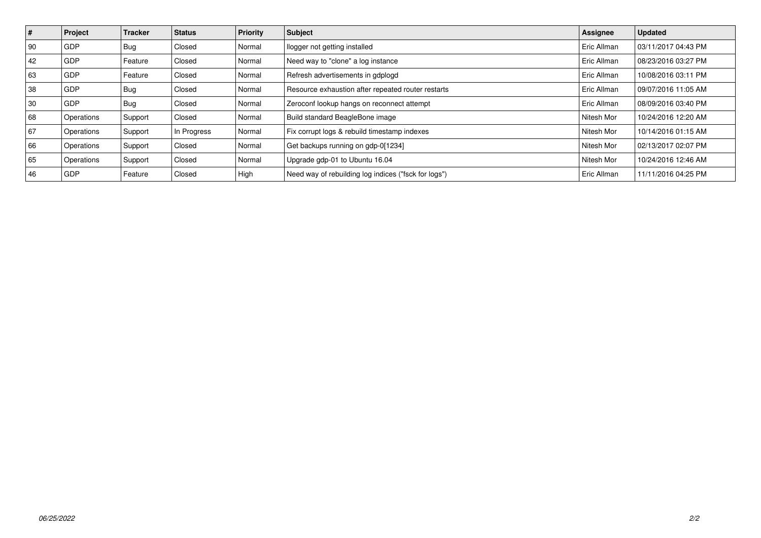| # | Project | Tracker | Status | Priority | Subject | Assignee | Updated |
|---|---|---|---|---|---|---|---|
| 90 | GDP | Bug | Closed | Normal | llogger not getting installed | Eric Allman | 03/11/2017 04:43 PM |
| 42 | GDP | Feature | Closed | Normal | Need way to "clone" a log instance | Eric Allman | 08/23/2016 03:27 PM |
| 63 | GDP | Feature | Closed | Normal | Refresh advertisements in gdplogd | Eric Allman | 10/08/2016 03:11 PM |
| 38 | GDP | Bug | Closed | Normal | Resource exhaustion after repeated router restarts | Eric Allman | 09/07/2016 11:05 AM |
| 30 | GDP | Bug | Closed | Normal | Zeroconf lookup hangs on reconnect attempt | Eric Allman | 08/09/2016 03:40 PM |
| 68 | Operations | Support | Closed | Normal | Build standard BeagleBone image | Nitesh Mor | 10/24/2016 12:20 AM |
| 67 | Operations | Support | In Progress | Normal | Fix corrupt logs & rebuild timestamp indexes | Nitesh Mor | 10/14/2016 01:15 AM |
| 66 | Operations | Support | Closed | Normal | Get backups running on gdp-0[1234] | Nitesh Mor | 02/13/2017 02:07 PM |
| 65 | Operations | Support | Closed | Normal | Upgrade gdp-01 to Ubuntu 16.04 | Nitesh Mor | 10/24/2016 12:46 AM |
| 46 | GDP | Feature | Closed | High | Need way of rebuilding log indices ("fsck for logs") | Eric Allman | 11/11/2016 04:25 PM |